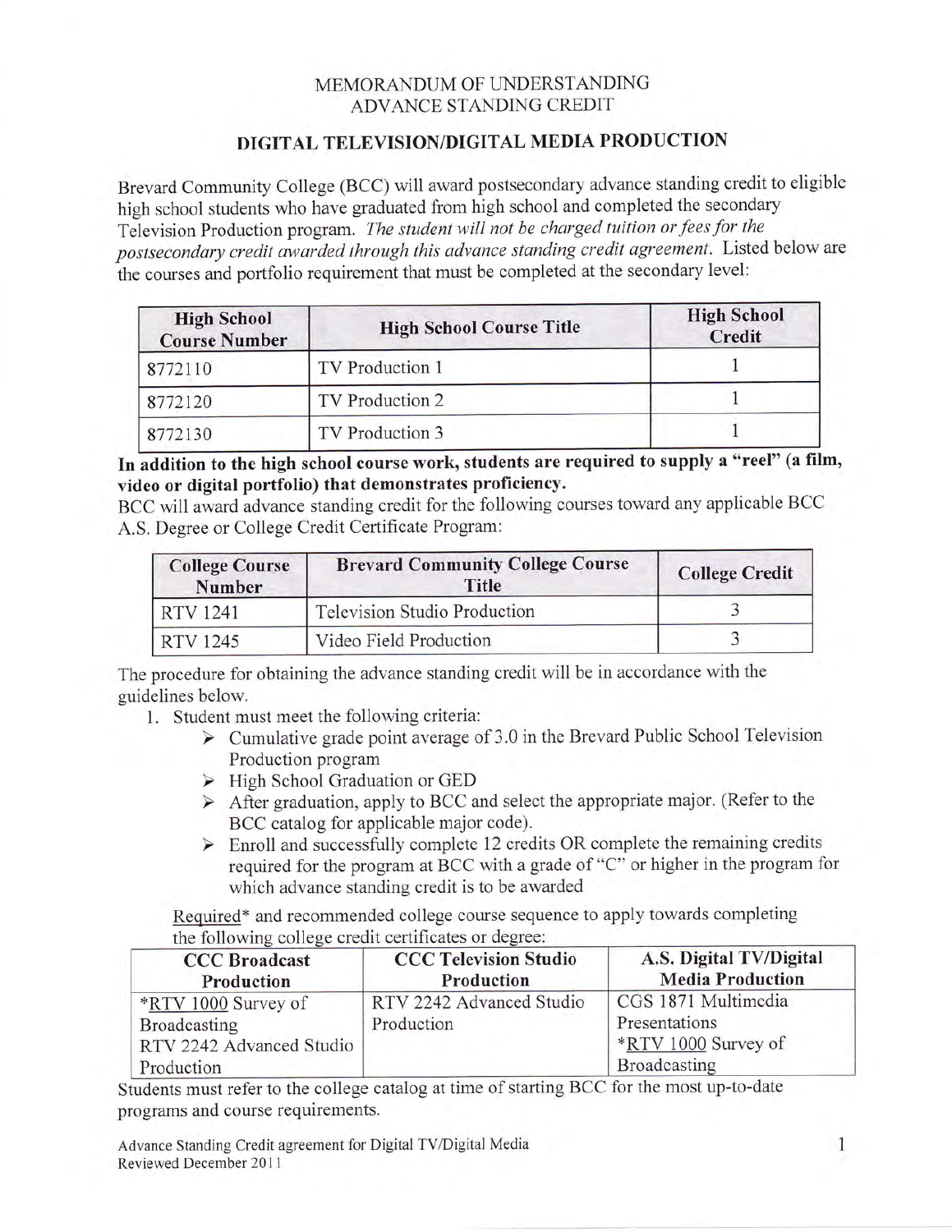MEMORANDUM OF UNDERSTANDING
ADVANCE STANDING CREDIT

## DIGITAL TELEVISION/DIGITAL MEDIA PRODUCTION

Brevard Community College (BCC) will award postsecondary advance standing credit to eligible high school students who have graduated from high school and completed the secondary Television Production program. *The student will not be charged tuition or fees for the postsecondary credit awarded through this advance standing credit agreement.* Listed below are the courses and portfolio requirement that must be completed at the secondary level:

| High School Course Number | High School Course Title | High School Credit |
|---|---|---|
| 8772110 | TV Production 1 | 1 |
| 8772120 | TV Production 2 | 1 |
| 8772130 | TV Production 3 | 1 |

**In addition to the high school course work, students are required to supply a "reel" (a film, video or digital portfolio) that demonstrates proficiency.**

BCC will award advance standing credit for the following courses toward any applicable BCC A.S. Degree or College Credit Certificate Program:

| College Course Number | Brevard Community College Course Title | College Credit |
|---|---|---|
| RTV 1241 | Television Studio Production | 3 |
| RTV 1245 | Video Field Production | 3 |

The procedure for obtaining the advance standing credit will be in accordance with the guidelines below.

1. Student must meet the following criteria:
   - Cumulative grade point average of 3.0 in the Brevard Public School Television Production program
   - High School Graduation or GED
   - After graduation, apply to BCC and select the appropriate major. (Refer to the BCC catalog for applicable major code).
   - Enroll and successfully complete 12 credits OR complete the remaining credits required for the program at BCC with a grade of "C" or higher in the program for which advance standing credit is to be awarded

Required* and recommended college course sequence to apply towards completing the following college credit certificates or degree:

| CCC Broadcast Production | CCC Television Studio Production | A.S. Digital TV/Digital Media Production |
|---|---|---|
| *RTV 1000 Survey of Broadcasting<br>RTV 2242 Advanced Studio Production | RTV 2242 Advanced Studio Production | CGS 1871 Multimedia Presentations<br>*RTV 1000 Survey of Broadcasting |

Students must refer to the college catalog at time of starting BCC for the most up-to-date programs and course requirements.

Advance Standing Credit agreement for Digital TV/Digital Media
Reviewed December 2011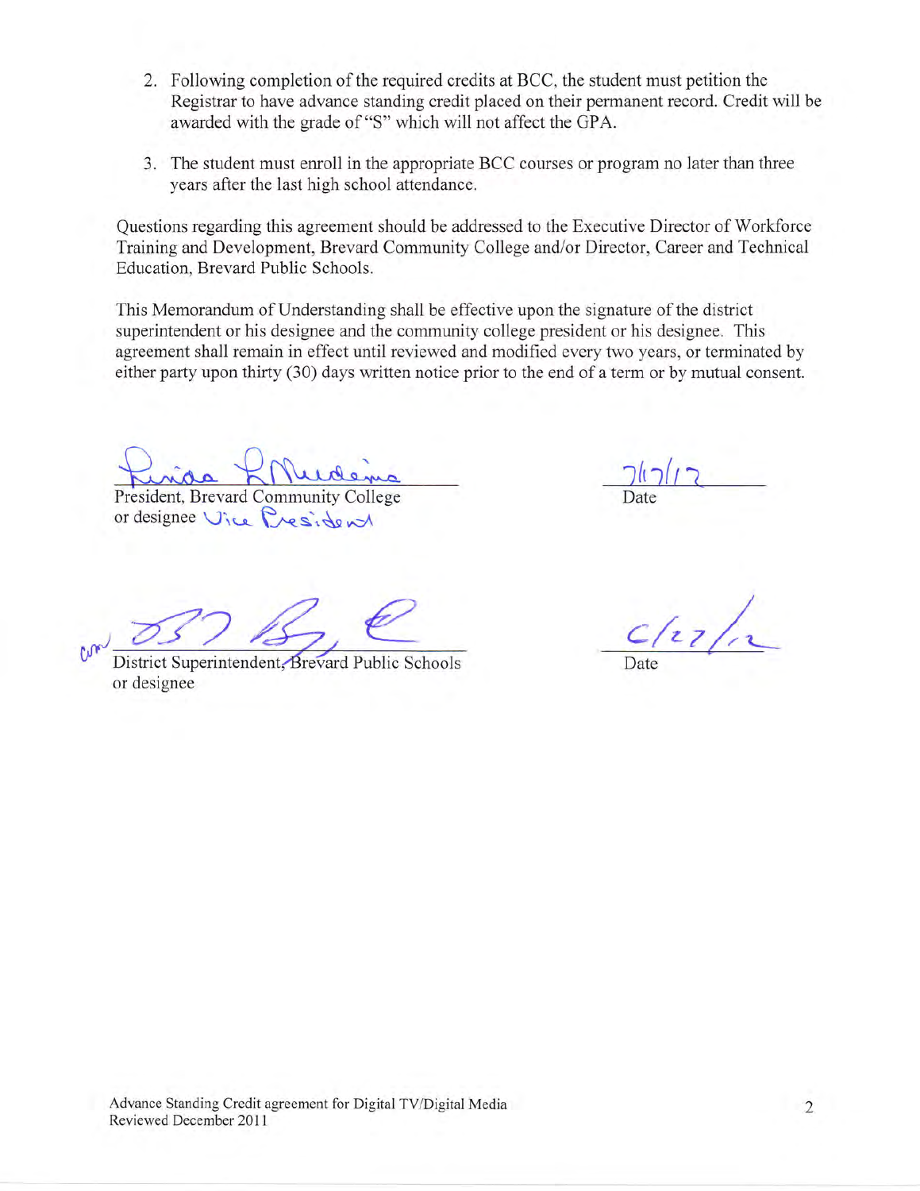2. Following completion of the required credits at BCC, the student must petition the Registrar to have advance standing credit placed on their permanent record. Credit will be awarded with the grade of "S" which will not affect the GPA.

3. The student must enroll in the appropriate BCC courses or program no later than three years after the last high school attendance.

Questions regarding this agreement should be addressed to the Executive Director of Workforce Training and Development, Brevard Community College and/or Director, Career and Technical Education, Brevard Public Schools.

This Memorandum of Understanding shall be effective upon the signature of the district superintendent or his designee and the community college president or his designee. This agreement shall remain in effect until reviewed and modified every two years, or terminated by either party upon thirty (30) days written notice prior to the end of a term or by mutual consent.

President, Brevard Community College
or designee Vice President

7/17/12
Date

District Superintendent, Brevard Public Schools
or designee

6/27/12
Date

Advance Standing Credit agreement for Digital TV/Digital Media
Reviewed December 2011